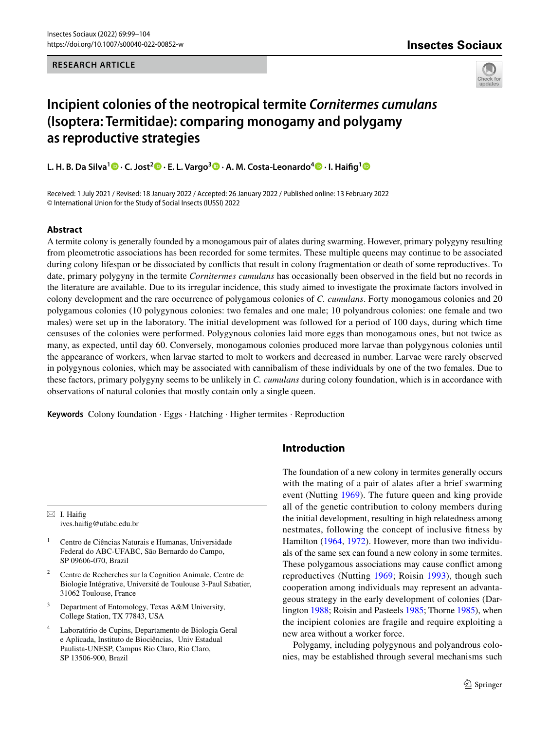RESEARCH ARTICLE

# Incipient colonies of the neotropical termite *Cornitermes cumulans* (Isoptera: Termitidae): comparing monogamy and polygamy as reproductive strategies

**L. H. B. Da Silva[1] · C. Jost[2] · E. L. Vargo[3] · A. M. Costa-Leonardo[4] · I. Haifig[1]**

Received: 1 July 2021 / Revised: 18 January 2022 / Accepted: 26 January 2022 / Published online: 13 February 2022
© International Union for the Study of Social Insects (IUSSI) 2022

## Abstract

A termite colony is generally founded by a monogamous pair of alates during swarming. However, primary polygyny resulting from pleometrotic associations has been recorded for some termites. These multiple queens may continue to be associated during colony lifespan or be dissociated by conflicts that result in colony fragmentation or death of some reproductives. To date, primary polygyny in the termite *Cornitermes cumulans* has occasionally been observed in the field but no records in the literature are available. Due to its irregular incidence, this study aimed to investigate the proximate factors involved in colony development and the rare occurrence of polygamous colonies of *C. cumulans*. Forty monogamous colonies and 20 polygamous colonies (10 polygynous colonies: two females and one male; 10 polyandrous colonies: one female and two males) were set up in the laboratory. The initial development was followed for a period of 100 days, during which time censuses of the colonies were performed. Polygynous colonies laid more eggs than monogamous ones, but not twice as many, as expected, until day 60. Conversely, monogamous colonies produced more larvae than polygynous colonies until the appearance of workers, when larvae started to molt to workers and decreased in number. Larvae were rarely observed in polygynous colonies, which may be associated with cannibalism of these individuals by one of the two females. Due to these factors, primary polygyny seems to be unlikely in *C. cumulans* during colony foundation, which is in accordance with observations of natural colonies that mostly contain only a single queen.

**Keywords** Colony foundation · Eggs · Hatching · Higher termites · Reproduction

## Introduction

The foundation of a new colony in termites generally occurs with the mating of a pair of alates after a brief swarming event (Nutting 1969). The future queen and king provide all of the genetic contribution to colony members during the initial development, resulting in high relatedness among nestmates, following the concept of inclusive fitness by Hamilton (1964, 1972). However, more than two individuals of the same sex can found a new colony in some termites. These polygamous associations may cause conflict among reproductives (Nutting 1969; Roisin 1993), though such cooperation among individuals may represent an advantageous strategy in the early development of colonies (Darlington 1988; Roisin and Pasteels 1985; Thorne 1985), when the incipient colonies are fragile and require exploiting a new area without a worker force.

Polygamy, including polygynous and polyandrous colonies, may be established through several mechanisms such

---

✉ I. Haifig
ives.haifig@ufabc.edu.br

[1] Centro de Ciências Naturais e Humanas, Universidade Federal do ABC-UFABC, São Bernardo do Campo, SP 09606-070, Brazil

[2] Centre de Recherches sur la Cognition Animale, Centre de Biologie Intégrative, Université de Toulouse 3-Paul Sabatier, 31062 Toulouse, France

[3] Department of Entomology, Texas A&M University, College Station, TX 77843, USA

[4] Laboratório de Cupins, Departamento de Biologia Geral e Aplicada, Instituto de Biociências, Univ Estadual Paulista-UNESP, Campus Rio Claro, Rio Claro, SP 13506-900, Brazil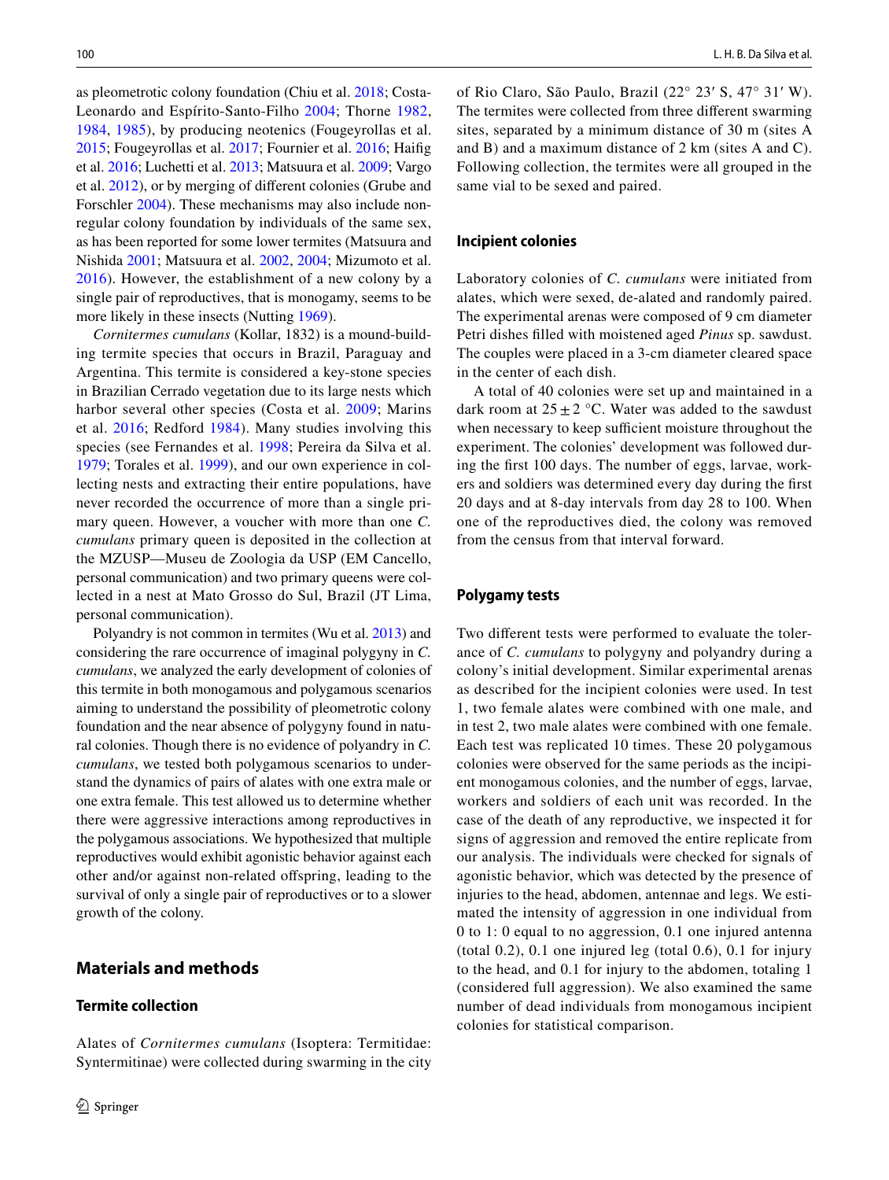as pleometrotic colony foundation (Chiu et al. 2018; Costa-Leonardo and Espírito-Santo-Filho 2004; Thorne 1982, 1984, 1985), by producing neotenics (Fougeyrollas et al. 2015; Fougeyrollas et al. 2017; Fournier et al. 2016; Haifig et al. 2016; Luchetti et al. 2013; Matsuura et al. 2009; Vargo et al. 2012), or by merging of different colonies (Grube and Forschler 2004). These mechanisms may also include non-regular colony foundation by individuals of the same sex, as has been reported for some lower termites (Matsuura and Nishida 2001; Matsuura et al. 2002, 2004; Mizumoto et al. 2016). However, the establishment of a new colony by a single pair of reproductives, that is monogamy, seems to be more likely in these insects (Nutting 1969).

*Cornitermes cumulans* (Kollar, 1832) is a mound-building termite species that occurs in Brazil, Paraguay and Argentina. This termite is considered a key-stone species in Brazilian Cerrado vegetation due to its large nests which harbor several other species (Costa et al. 2009; Marins et al. 2016; Redford 1984). Many studies involving this species (see Fernandes et al. 1998; Pereira da Silva et al. 1979; Torales et al. 1999), and our own experience in collecting nests and extracting their entire populations, have never recorded the occurrence of more than a single primary queen. However, a voucher with more than one *C. cumulans* primary queen is deposited in the collection at the MZUSP—Museu de Zoologia da USP (EM Cancello, personal communication) and two primary queens were collected in a nest at Mato Grosso do Sul, Brazil (JT Lima, personal communication).

Polyandry is not common in termites (Wu et al. 2013) and considering the rare occurrence of imaginal polygyny in *C. cumulans*, we analyzed the early development of colonies of this termite in both monogamous and polygamous scenarios aiming to understand the possibility of pleometrotic colony foundation and the near absence of polygyny found in natural colonies. Though there is no evidence of polyandry in *C. cumulans*, we tested both polygamous scenarios to understand the dynamics of pairs of alates with one extra male or one extra female. This test allowed us to determine whether there were aggressive interactions among reproductives in the polygamous associations. We hypothesized that multiple reproductives would exhibit agonistic behavior against each other and/or against non-related offspring, leading to the survival of only a single pair of reproductives or to a slower growth of the colony.

## Materials and methods

### Termite collection

Alates of *Cornitermes cumulans* (Isoptera: Termitidae: Syntermitinae) were collected during swarming in the city of Rio Claro, São Paulo, Brazil (22° 23′ S, 47° 31′ W). The termites were collected from three different swarming sites, separated by a minimum distance of 30 m (sites A and B) and a maximum distance of 2 km (sites A and C). Following collection, the termites were all grouped in the same vial to be sexed and paired.

### Incipient colonies

Laboratory colonies of *C. cumulans* were initiated from alates, which were sexed, de-alated and randomly paired. The experimental arenas were composed of 9 cm diameter Petri dishes filled with moistened aged *Pinus* sp. sawdust. The couples were placed in a 3-cm diameter cleared space in the center of each dish.

A total of 40 colonies were set up and maintained in a dark room at 25 ± 2 °C. Water was added to the sawdust when necessary to keep sufficient moisture throughout the experiment. The colonies' development was followed during the first 100 days. The number of eggs, larvae, workers and soldiers was determined every day during the first 20 days and at 8-day intervals from day 28 to 100. When one of the reproductives died, the colony was removed from the census from that interval forward.

### Polygamy tests

Two different tests were performed to evaluate the tolerance of *C. cumulans* to polygyny and polyandry during a colony's initial development. Similar experimental arenas as described for the incipient colonies were used. In test 1, two female alates were combined with one male, and in test 2, two male alates were combined with one female. Each test was replicated 10 times. These 20 polygamous colonies were observed for the same periods as the incipient monogamous colonies, and the number of eggs, larvae, workers and soldiers of each unit was recorded. In the case of the death of any reproductive, we inspected it for signs of aggression and removed the entire replicate from our analysis. The individuals were checked for signals of agonistic behavior, which was detected by the presence of injuries to the head, abdomen, antennae and legs. We estimated the intensity of aggression in one individual from 0 to 1: 0 equal to no aggression, 0.1 one injured antenna (total 0.2), 0.1 one injured leg (total 0.6), 0.1 for injury to the head, and 0.1 for injury to the abdomen, totaling 1 (considered full aggression). We also examined the same number of dead individuals from monogamous incipient colonies for statistical comparison.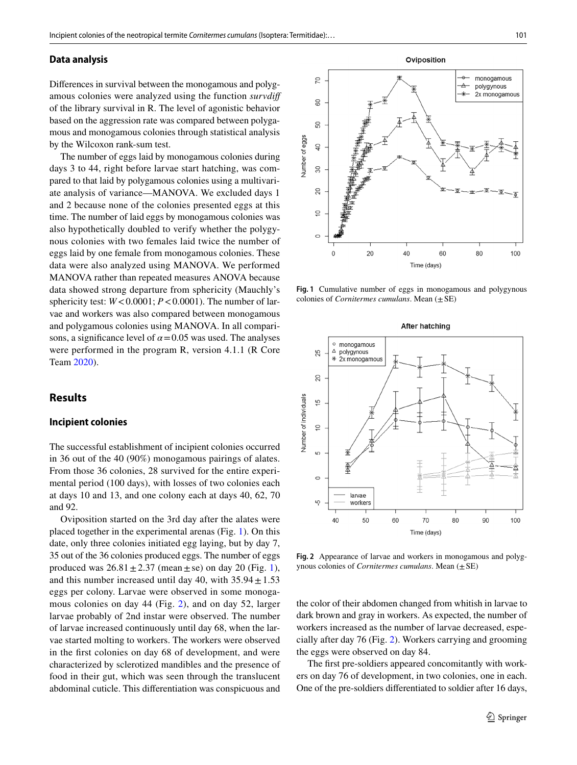### Data analysis

Differences in survival between the monogamous and polygamous colonies were analyzed using the function *survdiff* of the library survival in R. The level of agonistic behavior based on the aggression rate was compared between polygamous and monogamous colonies through statistical analysis by the Wilcoxon rank-sum test.

The number of eggs laid by monogamous colonies during days 3 to 44, right before larvae start hatching, was compared to that laid by polygamous colonies using a multivariate analysis of variance—MANOVA. We excluded days 1 and 2 because none of the colonies presented eggs at this time. The number of laid eggs by monogamous colonies was also hypothetically doubled to verify whether the polygynous colonies with two females laid twice the number of eggs laid by one female from monogamous colonies. These data were also analyzed using MANOVA. We performed MANOVA rather than repeated measures ANOVA because data showed strong departure from sphericity (Mauchly's sphericity test: $W < 0.0001$; $P < 0.0001$). The number of larvae and workers was also compared between monogamous and polygamous colonies using MANOVA. In all comparisons, a significance level of $\alpha = 0.05$ was used. The analyses were performed in the program R, version 4.1.1 (R Core Team 2020).

## Results

### Incipient colonies

The successful establishment of incipient colonies occurred in 36 out of the 40 (90%) monogamous pairings of alates. From those 36 colonies, 28 survived for the entire experimental period (100 days), with losses of two colonies each at days 10 and 13, and one colony each at days 40, 62, 70 and 92.

Oviposition started on the 3rd day after the alates were placed together in the experimental arenas (Fig. 1). On this date, only three colonies initiated egg laying, but by day 7, 35 out of the 36 colonies produced eggs. The number of eggs produced was $26.81 \pm 2.37$ (mean ± se) on day 20 (Fig. 1), and this number increased until day 40, with $35.94 \pm 1.53$ eggs per colony. Larvae were observed in some monogamous colonies on day 44 (Fig. 2), and on day 52, larger larvae probably of 2nd instar were observed. The number of larvae increased continuously until day 68, when the larvae started molting to workers. The workers were observed in the first colonies on day 68 of development, and were characterized by sclerotized mandibles and the presence of food in their gut, which was seen through the translucent abdominal cuticle. This differentiation was conspicuous and

Oviposition

Number of eggs

Time (days)

monogamous
polygynous
2x monogamous

0 20 40 60 80 100

0 10 20 30 40 50 60 70

**Fig. 1** Cumulative number of eggs in monogamous and polygynous colonies of *Cornitermes cumulans*. Mean (± SE)

After hatching

Number of individuals

Time (days)

monogamous
polygynous
2x monogamous

larvae
workers

40 50 60 70 80 90 100

-5 0 5 10 15 20 25

**Fig. 2** Appearance of larvae and workers in monogamous and polygynous colonies of *Cornitermes cumulans*. Mean (± SE)

the color of their abdomen changed from whitish in larvae to dark brown and gray in workers. As expected, the number of workers increased as the number of larvae decreased, especially after day 76 (Fig. 2). Workers carrying and grooming the eggs were observed on day 84.

The first pre-soldiers appeared concomitantly with workers on day 76 of development, in two colonies, one in each. One of the pre-soldiers differentiated to soldier after 16 days,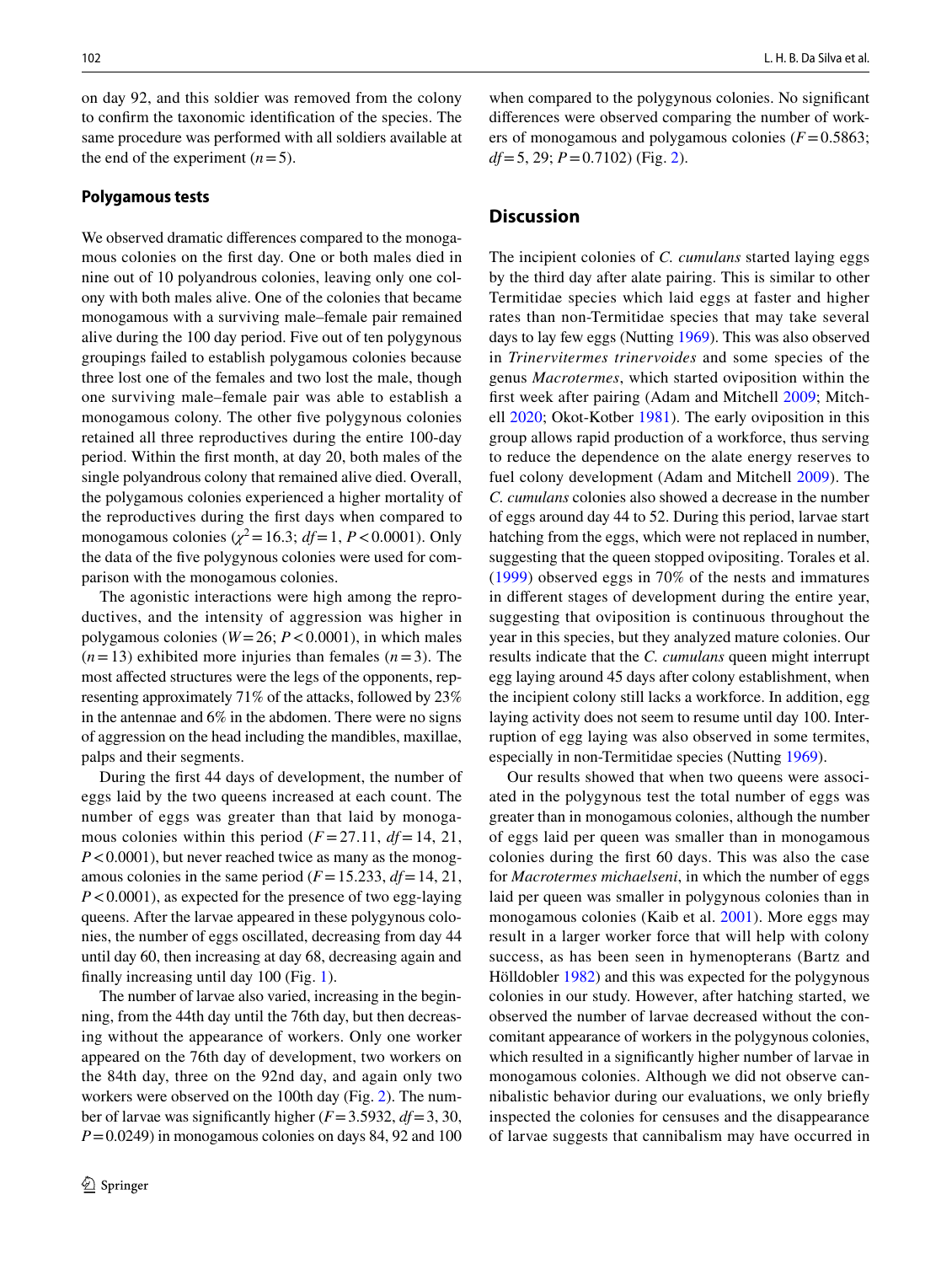on day 92, and this soldier was removed from the colony to confirm the taxonomic identification of the species. The same procedure was performed with all soldiers available at the end of the experiment ($n = 5$).

### Polygamous tests

We observed dramatic differences compared to the monogamous colonies on the first day. One or both males died in nine out of 10 polyandrous colonies, leaving only one colony with both males alive. One of the colonies that became monogamous with a surviving male–female pair remained alive during the 100 day period. Five out of ten polygynous groupings failed to establish polygamous colonies because three lost one of the females and two lost the male, though one surviving male–female pair was able to establish a monogamous colony. The other five polygynous colonies retained all three reproductives during the entire 100-day period. Within the first month, at day 20, both males of the single polyandrous colony that remained alive died. Overall, the polygamous colonies experienced a higher mortality of the reproductives during the first days when compared to monogamous colonies ($\chi^2 = 16.3$; $df = 1$, $P < 0.0001$). Only the data of the five polygynous colonies were used for comparison with the monogamous colonies.

The agonistic interactions were high among the reproductives, and the intensity of aggression was higher in polygamous colonies ($W = 26$; $P < 0.0001$), in which males ($n = 13$) exhibited more injuries than females ($n = 3$). The most affected structures were the legs of the opponents, representing approximately 71% of the attacks, followed by 23% in the antennae and 6% in the abdomen. There were no signs of aggression on the head including the mandibles, maxillae, palps and their segments.

During the first 44 days of development, the number of eggs laid by the two queens increased at each count. The number of eggs was greater than that laid by monogamous colonies within this period ($F = 27.11$, $df = 14, 21$, $P < 0.0001$), but never reached twice as many as the monogamous colonies in the same period ($F = 15.233$, $df = 14, 21$, $P < 0.0001$), as expected for the presence of two egg-laying queens. After the larvae appeared in these polygynous colonies, the number of eggs oscillated, decreasing from day 44 until day 60, then increasing at day 68, decreasing again and finally increasing until day 100 (Fig. 1).

The number of larvae also varied, increasing in the beginning, from the 44th day until the 76th day, but then decreasing without the appearance of workers. Only one worker appeared on the 76th day of development, two workers on the 84th day, three on the 92nd day, and again only two workers were observed on the 100th day (Fig. 2). The number of larvae was significantly higher ($F = 3.5932$, $df = 3, 30$, $P = 0.0249$) in monogamous colonies on days 84, 92 and 100 when compared to the polygynous colonies. No significant differences were observed comparing the number of workers of monogamous and polygamous colonies ($F = 0.5863$; $df = 5, 29$; $P = 0.7102$) (Fig. 2).

## Discussion

The incipient colonies of *C. cumulans* started laying eggs by the third day after alate pairing. This is similar to other Termitidae species which laid eggs at faster and higher rates than non-Termitidae species that may take several days to lay few eggs (Nutting 1969). This was also observed in *Trinervitermes trinervoides* and some species of the genus *Macrotermes*, which started oviposition within the first week after pairing (Adam and Mitchell 2009; Mitchell 2020; Okot-Kotber 1981). The early oviposition in this group allows rapid production of a workforce, thus serving to reduce the dependence on the alate energy reserves to fuel colony development (Adam and Mitchell 2009). The *C. cumulans* colonies also showed a decrease in the number of eggs around day 44 to 52. During this period, larvae start hatching from the eggs, which were not replaced in number, suggesting that the queen stopped ovipositing. Torales et al. (1999) observed eggs in 70% of the nests and immatures in different stages of development during the entire year, suggesting that oviposition is continuous throughout the year in this species, but they analyzed mature colonies. Our results indicate that the *C. cumulans* queen might interrupt egg laying around 45 days after colony establishment, when the incipient colony still lacks a workforce. In addition, egg laying activity does not seem to resume until day 100. Interruption of egg laying was also observed in some termites, especially in non-Termitidae species (Nutting 1969).

Our results showed that when two queens were associated in the polygynous test the total number of eggs was greater than in monogamous colonies, although the number of eggs laid per queen was smaller than in monogamous colonies during the first 60 days. This was also the case for *Macrotermes michaelseni*, in which the number of eggs laid per queen was smaller in polygynous colonies than in monogamous colonies (Kaib et al. 2001). More eggs may result in a larger worker force that will help with colony success, as has been seen in hymenopterans (Bartz and Hölldobler 1982) and this was expected for the polygynous colonies in our study. However, after hatching started, we observed the number of larvae decreased without the concomitant appearance of workers in the polygynous colonies, which resulted in a significantly higher number of larvae in monogamous colonies. Although we did not observe cannibalistic behavior during our evaluations, we only briefly inspected the colonies for censuses and the disappearance of larvae suggests that cannibalism may have occurred in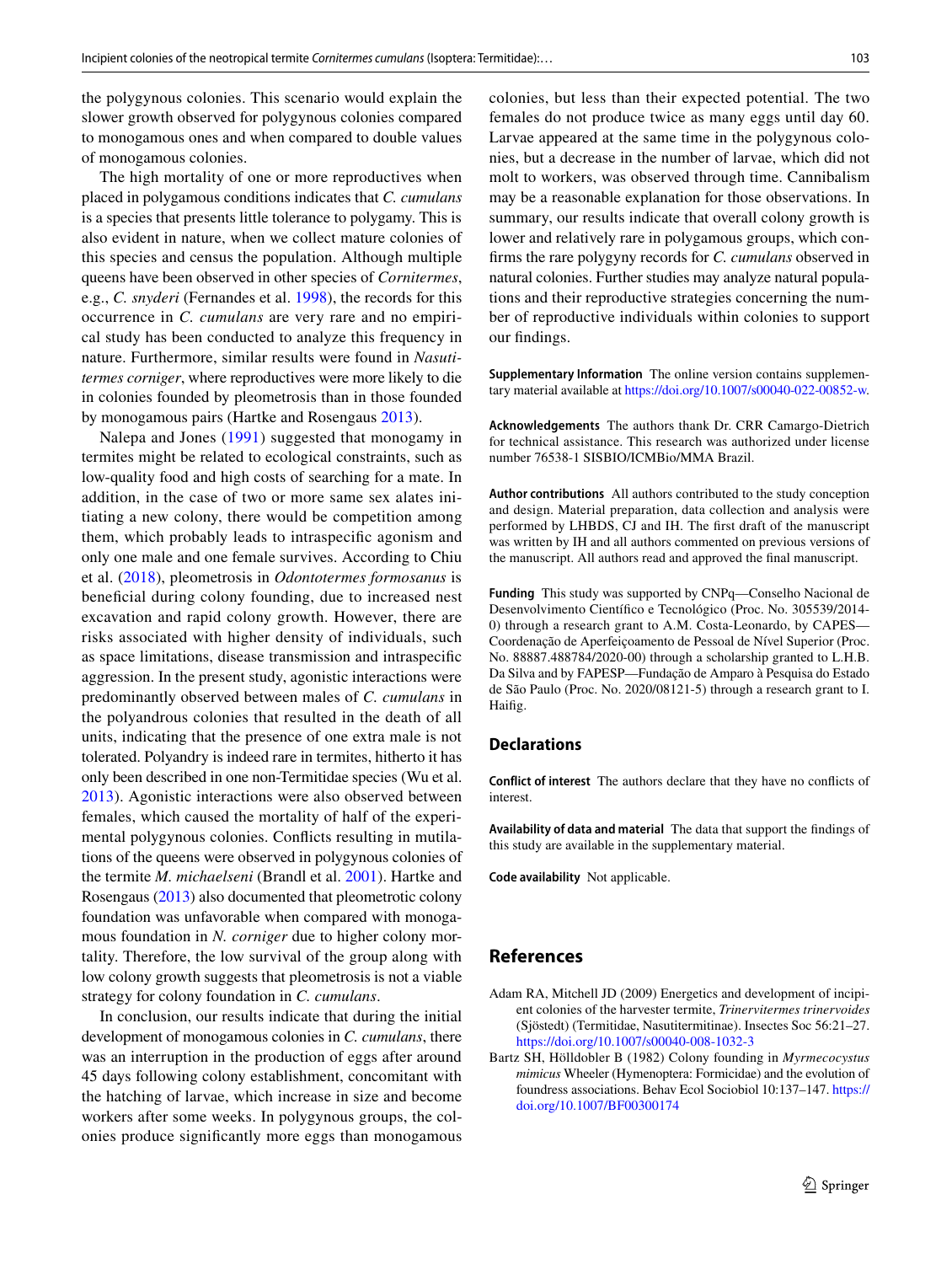the polygynous colonies. This scenario would explain the slower growth observed for polygynous colonies compared to monogamous ones and when compared to double values of monogamous colonies.

The high mortality of one or more reproductives when placed in polygamous conditions indicates that *C. cumulans* is a species that presents little tolerance to polygamy. This is also evident in nature, when we collect mature colonies of this species and census the population. Although multiple queens have been observed in other species of *Cornitermes*, e.g., *C. snyderi* (Fernandes et al. 1998), the records for this occurrence in *C. cumulans* are very rare and no empirical study has been conducted to analyze this frequency in nature. Furthermore, similar results were found in *Nasutitermes corniger*, where reproductives were more likely to die in colonies founded by pleometrosis than in those founded by monogamous pairs (Hartke and Rosengaus 2013).

Nalepa and Jones (1991) suggested that monogamy in termites might be related to ecological constraints, such as low-quality food and high costs of searching for a mate. In addition, in the case of two or more same sex alates initiating a new colony, there would be competition among them, which probably leads to intraspecific agonism and only one male and one female survives. According to Chiu et al. (2018), pleometrosis in *Odontotermes formosanus* is beneficial during colony founding, due to increased nest excavation and rapid colony growth. However, there are risks associated with higher density of individuals, such as space limitations, disease transmission and intraspecific aggression. In the present study, agonistic interactions were predominantly observed between males of *C. cumulans* in the polyandrous colonies that resulted in the death of all units, indicating that the presence of one extra male is not tolerated. Polyandry is indeed rare in termites, hitherto it has only been described in one non-Termitidae species (Wu et al. 2013). Agonistic interactions were also observed between females, which caused the mortality of half of the experimental polygynous colonies. Conflicts resulting in mutilations of the queens were observed in polygynous colonies of the termite *M. michaelseni* (Brandl et al. 2001). Hartke and Rosengaus (2013) also documented that pleometrotic colony foundation was unfavorable when compared with monogamous foundation in *N. corniger* due to higher colony mortality. Therefore, the low survival of the group along with low colony growth suggests that pleometrosis is not a viable strategy for colony foundation in *C. cumulans*.

In conclusion, our results indicate that during the initial development of monogamous colonies in *C. cumulans*, there was an interruption in the production of eggs after around 45 days following colony establishment, concomitant with the hatching of larvae, which increase in size and become workers after some weeks. In polygynous groups, the colonies produce significantly more eggs than monogamous colonies, but less than their expected potential. The two females do not produce twice as many eggs until day 60. Larvae appeared at the same time in the polygynous colonies, but a decrease in the number of larvae, which did not molt to workers, was observed through time. Cannibalism may be a reasonable explanation for those observations. In summary, our results indicate that overall colony growth is lower and relatively rare in polygamous groups, which confirms the rare polygyny records for *C. cumulans* observed in natural colonies. Further studies may analyze natural populations and their reproductive strategies concerning the number of reproductive individuals within colonies to support our findings.

**Supplementary Information** The online version contains supplementary material available at https://doi.org/10.1007/s00040-022-00852-w.

**Acknowledgements** The authors thank Dr. CRR Camargo-Dietrich for technical assistance. This research was authorized under license number 76538-1 SISBIO/ICMBio/MMA Brazil.

**Author contributions** All authors contributed to the study conception and design. Material preparation, data collection and analysis were performed by LHBDS, CJ and IH. The first draft of the manuscript was written by IH and all authors commented on previous versions of the manuscript. All authors read and approved the final manuscript.

**Funding** This study was supported by CNPq—Conselho Nacional de Desenvolvimento Científico e Tecnológico (Proc. No. 305539/2014-0) through a research grant to A.M. Costa-Leonardo, by CAPES—Coordenação de Aperfeiçoamento de Pessoal de Nível Superior (Proc. No. 88887.488784/2020-00) through a scholarship granted to L.H.B. Da Silva and by FAPESP—Fundação de Amparo à Pesquisa do Estado de São Paulo (Proc. No. 2020/08121-5) through a research grant to I. Haifig.

## Declarations

**Conflict of interest** The authors declare that they have no conflicts of interest.

**Availability of data and material** The data that support the findings of this study are available in the supplementary material.

**Code availability** Not applicable.

## References

Adam RA, Mitchell JD (2009) Energetics and development of incipient colonies of the harvester termite, *Trinervitermes trinervoides* (Sjöstedt) (Termitidae, Nasutitermitinae). Insectes Soc 56:21–27. https://doi.org/10.1007/s00040-008-1032-3

Bartz SH, Hölldobler B (1982) Colony founding in *Myrmecocystus mimicus* Wheeler (Hymenoptera: Formicidae) and the evolution of foundress associations. Behav Ecol Sociobiol 10:137–147. https://doi.org/10.1007/BF00300174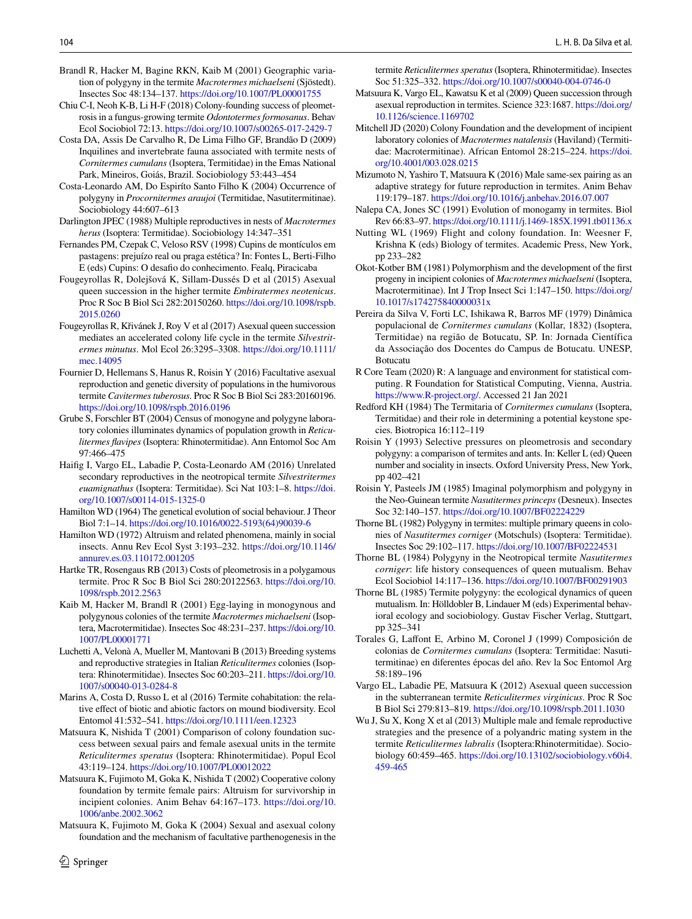Brandl R, Hacker M, Bagine RKN, Kaib M (2001) Geographic variation of polygyny in the termite *Macrotermes michaelseni* (Sjöstedt). Insectes Soc 48:134–137. https://doi.org/10.1007/PL00001755

Chiu C-I, Neoh K-B, Li H-F (2018) Colony-founding success of pleometrosis in a fungus-growing termite *Odontotermes formosanus*. Behav Ecol Sociobiol 72:13. https://doi.org/10.1007/s00265-017-2429-7

Costa DA, Assis De Carvalho R, De Lima Filho GF, Brandão D (2009) Inquilines and invertebrate fauna associated with termite nests of *Cornitermes cumulans* (Isoptera, Termitidae) in the Emas National Park, Mineiros, Goiás, Brazil. Sociobiology 53:443–454

Costa-Leonardo AM, Do Espiríto Santo Filho K (2004) Occurrence of polygyny in *Procornitermes araujoi* (Termitidae, Nasutitermitinae). Sociobiology 44:607–613

Darlington JPEC (1988) Multiple reproductives in nests of *Macrotermes herus* (Isoptera: Termitidae). Sociobiology 14:347–351

Fernandes PM, Czepak C, Veloso RSV (1998) Cupins de montículos em pastagens: prejuízo real ou praga estética? In: Fontes L, Berti-Filho E (eds) Cupins: O desafio do conhecimento. Fealq, Piracicaba

Fougeyrollas R, Dolejšová K, Sillam-Dussés D et al (2015) Asexual queen succession in the higher termite *Embiratermes neotenicus*. Proc R Soc B Biol Sci 282:20150260. https://doi.org/10.1098/rspb.2015.0260

Fougeyrollas R, Křivánek J, Roy V et al (2017) Asexual queen succession mediates an accelerated colony life cycle in the termite *Silvestritermes minutus*. Mol Ecol 26:3295–3308. https://doi.org/10.1111/mec.14095

Fournier D, Hellemans S, Hanus R, Roisin Y (2016) Facultative asexual reproduction and genetic diversity of populations in the humivorous termite *Cavitermes tuberosus*. Proc R Soc B Biol Sci 283:20160196. https://doi.org/10.1098/rspb.2016.0196

Grube S, Forschler BT (2004) Census of monogyne and polygyne laboratory colonies illuminates dynamics of population growth in *Reticulitermes flavipes* (Isoptera: Rhinotermitidae). Ann Entomol Soc Am 97:466–475

Haifig I, Vargo EL, Labadie P, Costa-Leonardo AM (2016) Unrelated secondary reproductives in the neotropical termite *Silvestritermes euamignathus* (Isoptera: Termitidae). Sci Nat 103:1–8. https://doi.org/10.1007/s00114-015-1325-0

Hamilton WD (1964) The genetical evolution of social behaviour. J Theor Biol 7:1–14. https://doi.org/10.1016/0022-5193(64)90039-6

Hamilton WD (1972) Altruism and related phenomena, mainly in social insects. Annu Rev Ecol Syst 3:193–232. https://doi.org/10.1146/annurev.es.03.110172.001205

Hartke TR, Rosengaus RB (2013) Costs of pleometrosis in a polygamous termite. Proc R Soc B Biol Sci 280:20122563. https://doi.org/10.1098/rspb.2012.2563

Kaib M, Hacker M, Brandl R (2001) Egg-laying in monogynous and polygynous colonies of the termite *Macrotermes michaelseni* (Isoptera, Macrotermitidae). Insectes Soc 48:231–237. https://doi.org/10.1007/PL00001771

Luchetti A, Velonà A, Mueller M, Mantovani B (2013) Breeding systems and reproductive strategies in Italian *Reticulitermes* colonies (Isoptera: Rhinotermitidae). Insectes Soc 60:203–211. https://doi.org/10.1007/s00040-013-0284-8

Marins A, Costa D, Russo L et al (2016) Termite cohabitation: the relative effect of biotic and abiotic factors on mound biodiversity. Ecol Entomol 41:532–541. https://doi.org/10.1111/een.12323

Matsuura K, Nishida T (2001) Comparison of colony foundation success between sexual pairs and female asexual units in the termite *Reticulitermes speratus* (Isoptera: Rhinotermitidae). Popul Ecol 43:119–124. https://doi.org/10.1007/PL00012022

Matsuura K, Fujimoto M, Goka K, Nishida T (2002) Cooperative colony foundation by termite female pairs: Altruism for survivorship in incipient colonies. Anim Behav 64:167–173. https://doi.org/10.1006/anbe.2002.3062

Matsuura K, Fujimoto M, Goka K (2004) Sexual and asexual colony foundation and the mechanism of facultative parthenogenesis in the termite *Reticulitermes speratus* (Isoptera, Rhinotermitidae). Insectes Soc 51:325–332. https://doi.org/10.1007/s00040-004-0746-0

Matsuura K, Vargo EL, Kawatsu K et al (2009) Queen succession through asexual reproduction in termites. Science 323:1687. https://doi.org/10.1126/science.1169702

Mitchell JD (2020) Colony Foundation and the development of incipient laboratory colonies of *Macrotermes natalensis* (Haviland) (Termitidae: Macrotermitinae). African Entomol 28:215–224. https://doi.org/10.4001/003.028.0215

Mizumoto N, Yashiro T, Matsuura K (2016) Male same-sex pairing as an adaptive strategy for future reproduction in termites. Anim Behav 119:179–187. https://doi.org/10.1016/j.anbehav.2016.07.007

Nalepa CA, Jones SC (1991) Evolution of monogamy in termites. Biol Rev 66:83–97. https://doi.org/10.1111/j.1469-185X.1991.tb01136.x

Nutting WL (1969) Flight and colony foundation. In: Weesner F, Krishna K (eds) Biology of termites. Academic Press, New York, pp 233–282

Okot-Kotber BM (1981) Polymorphism and the development of the first progeny in incipient colonies of *Macrotermes michaelseni* (Isoptera, Macrotermitinae). Int J Trop Insect Sci 1:147–150. https://doi.org/10.1017/s174275840000031x

Pereira da Silva V, Forti LC, Ishikawa R, Barros MF (1979) Dinâmica populacional de *Cornitermes cumulans* (Kollar, 1832) (Isoptera, Termitidae) na região de Botucatu, SP. In: Jornada Científica da Associação dos Docentes do Campus de Botucatu. UNESP, Botucatu

R Core Team (2020) R: A language and environment for statistical computing. R Foundation for Statistical Computing, Vienna, Austria. https://www.R-project.org/. Accessed 21 Jan 2021

Redford KH (1984) The Termitaria of *Cornitermes cumulans* (Isoptera, Termitidae) and their role in determining a potential keystone species. Biotropica 16:112–119

Roisin Y (1993) Selective pressures on pleometrosis and secondary polygyny: a comparison of termites and ants. In: Keller L (ed) Queen number and sociality in insects. Oxford University Press, New York, pp 402–421

Roisin Y, Pasteels JM (1985) Imaginal polymorphism and polygyny in the Neo-Guinean termite *Nasutitermes princeps* (Desneux). Insectes Soc 32:140–157. https://doi.org/10.1007/BF02224229

Thorne BL (1982) Polygyny in termites: multiple primary queens in colonies of *Nasutitermes corniger* (Motschuls) (Isoptera: Termitidae). Insectes Soc 29:102–117. https://doi.org/10.1007/BF02224531

Thorne BL (1984) Polygyny in the Neotropical termite *Nasutitermes corniger*: life history consequences of queen mutualism. Behav Ecol Sociobiol 14:117–136. https://doi.org/10.1007/BF00291903

Thorne BL (1985) Termite polygyny: the ecological dynamics of queen mutualism. In: Hölldobler B, Lindauer M (eds) Experimental behavioral ecology and sociobiology. Gustav Fischer Verlag, Stuttgart, pp 325–341

Torales G, Laffont E, Arbino M, Coronel J (1999) Composición de colonias de *Cornitermes cumulans* (Isoptera: Termitidae: Nasutitermitinae) en diferentes épocas del año. Rev la Soc Entomol Arg 58:189–196

Vargo EL, Labadie PE, Matsuura K (2012) Asexual queen succession in the subterranean termite *Reticulitermes virginicus*. Proc R Soc B Biol Sci 279:813–819. https://doi.org/10.1098/rspb.2011.1030

Wu J, Su X, Kong X et al (2013) Multiple male and female reproductive strategies and the presence of a polyandric mating system in the termite *Reticulitermes labralis* (Isoptera:Rhinotermitidae). Sociobiology 60:459–465. https://doi.org/10.13102/sociobiology.v60i4.459-465